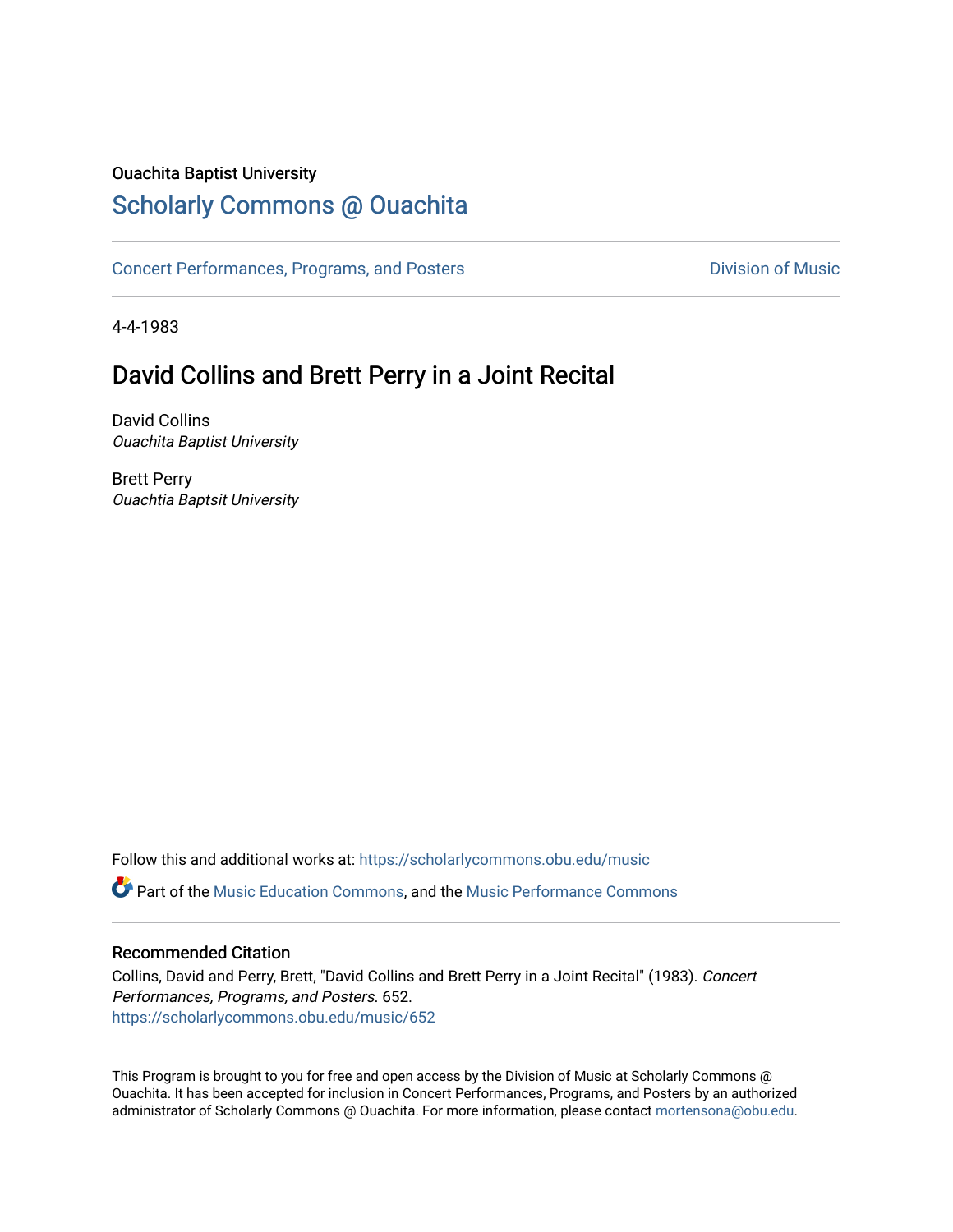Ouachita Baptist University

# Scholarly Commons @ Ouachita

Concert Performances, Programs, and Posters

Division of Music

4-4-1983

## David Collins and Brett Perry in a Joint Recital

David Collins
*Ouachita Baptist University*

Brett Perry
*Ouachtia Baptsit University*

Follow this and additional works at: https://scholarlycommons.obu.edu/music

Part of the Music Education Commons, and the Music Performance Commons

### Recommended Citation

Collins, David and Perry, Brett, "David Collins and Brett Perry in a Joint Recital" (1983). *Concert Performances, Programs, and Posters*. 652.
https://scholarlycommons.obu.edu/music/652

This Program is brought to you for free and open access by the Division of Music at Scholarly Commons @ Ouachita. It has been accepted for inclusion in Concert Performances, Programs, and Posters by an authorized administrator of Scholarly Commons @ Ouachita. For more information, please contact mortensona@obu.edu.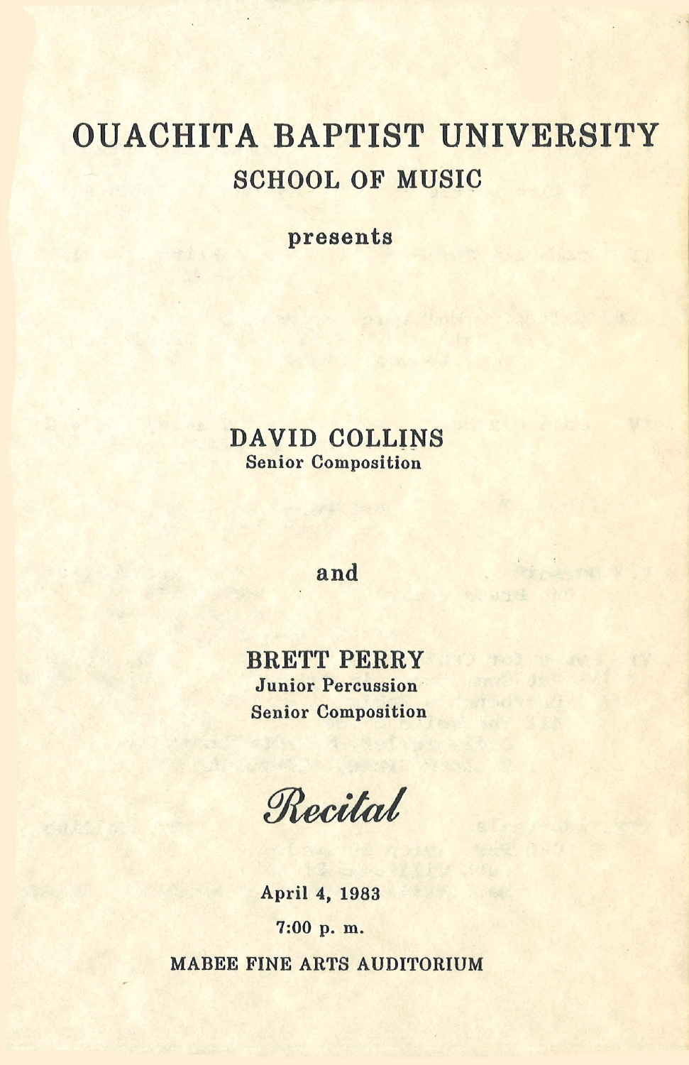# OUACHITA BAPTIST UNIVERSITY

## SCHOOL OF MUSIC

presents

**DAVID COLLINS**

Senior Composition

and

**BRETT PERRY**

Junior Percussion

Senior Composition

*Recital*

April 4, 1983

7:00 p. m.

MABEE FINE ARTS AUDITORIUM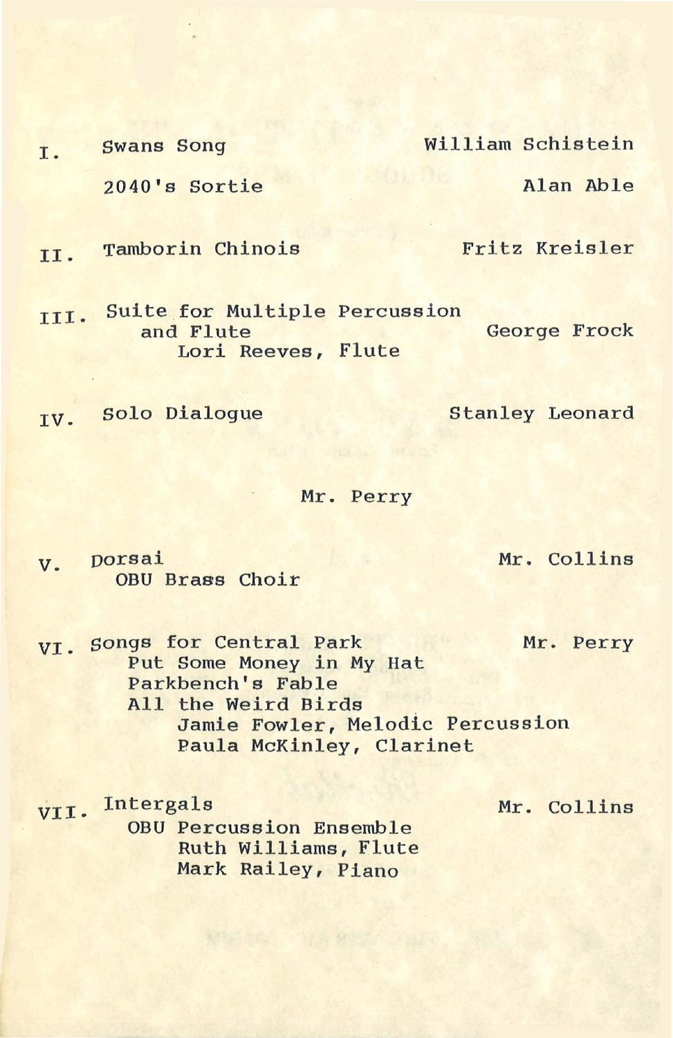I. Swans Song — William Schistein

2040's Sortie — Alan Able

II. Tamborin Chinois — Fritz Kreisler

III. Suite for Multiple Percussion and Flute — George Frock
Lori Reeves, Flute

IV. Solo Dialogue — Stanley Leonard

Mr. Perry

V. Dorsai — Mr. Collins
OBU Brass Choir

VI. Songs for Central Park — Mr. Perry
Put Some Money in My Hat
Parkbench's Fable
All the Weird Birds
Jamie Fowler, Melodic Percussion
Paula McKinley, Clarinet

VII. Intergals — Mr. Collins
OBU Percussion Ensemble
Ruth Williams, Flute
Mark Railey, Piano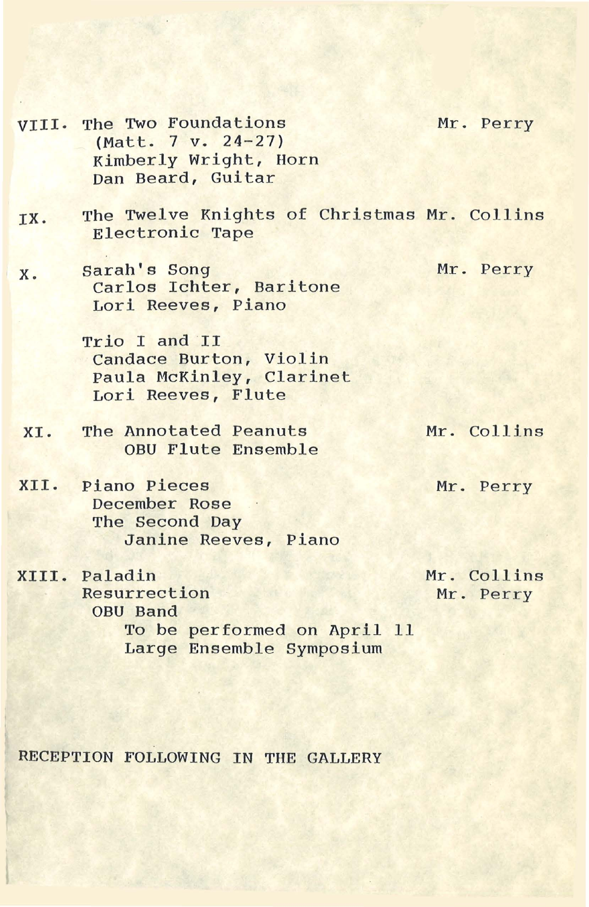VIII. The Two Foundations — Mr. Perry
(Matt. 7 v. 24-27)
Kimberly Wright, Horn
Dan Beard, Guitar

IX. The Twelve Knights of Christmas — Mr. Collins
Electronic Tape

X. Sarah's Song — Mr. Perry
Carlos Ichter, Baritone
Lori Reeves, Piano

Trio I and II
Candace Burton, Violin
Paula McKinley, Clarinet
Lori Reeves, Flute

XI. The Annotated Peanuts — Mr. Collins
OBU Flute Ensemble

XII. Piano Pieces — Mr. Perry
December Rose
The Second Day
Janine Reeves, Piano

XIII. Paladin — Mr. Collins
Resurrection — Mr. Perry
OBU Band
To be performed on April 11
Large Ensemble Symposium

RECEPTION FOLLOWING IN THE GALLERY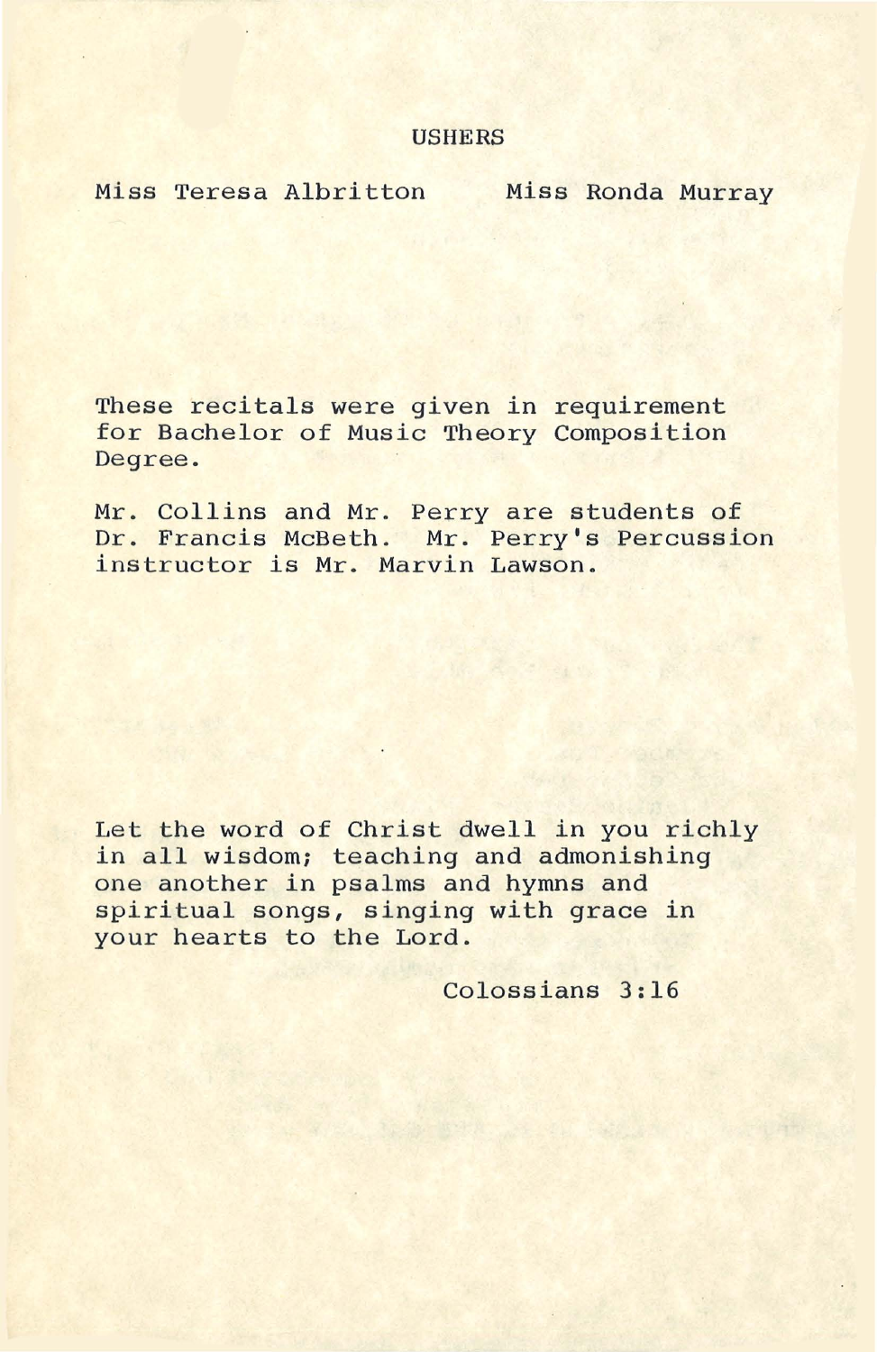## USHERS

Miss Teresa Albritton Miss Ronda Murray

These recitals were given in requirement for Bachelor of Music Theory Composition Degree.

Mr. Collins and Mr. Perry are students of Dr. Francis McBeth. Mr. Perry's Percussion instructor is Mr. Marvin Lawson.

Let the word of Christ dwell in you richly in all wisdom; teaching and admonishing one another in psalms and hymns and spiritual songs, singing with grace in your hearts to the Lord.

Colossians 3:16